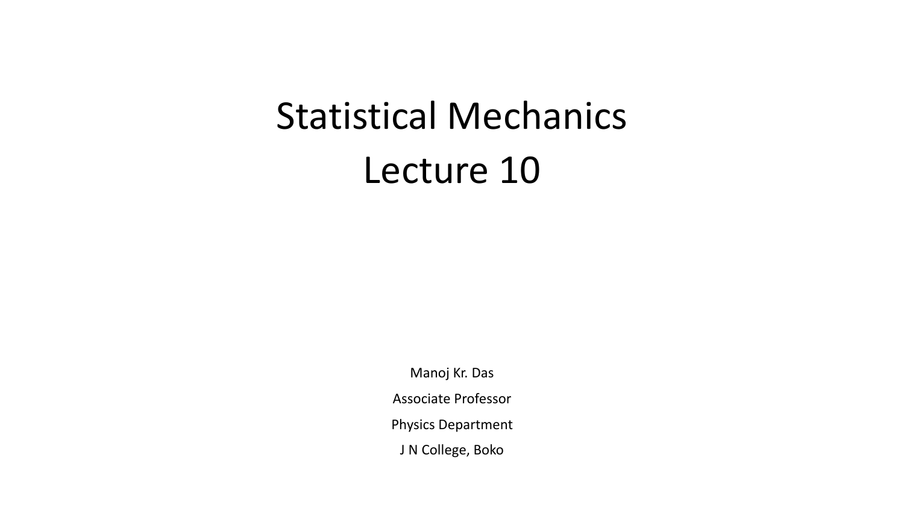# Statistical Mechanics
# Lecture 10

Manoj Kr. Das

Associate Professor

Physics Department

J N College, Boko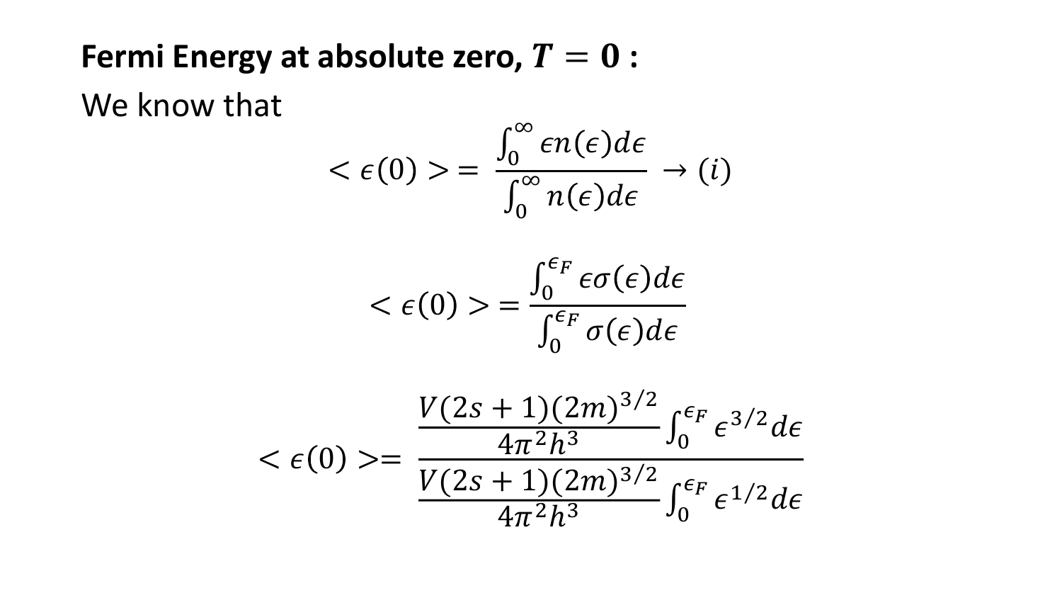**Fermi Energy at absolute zero, $T = 0$ :**

We know that

$$< \epsilon(0) > = \frac{\int_0^\infty \epsilon n(\epsilon) d\epsilon}{\int_0^\infty n(\epsilon) d\epsilon} \rightarrow (i)$$

$$< \epsilon(0) > = \frac{\int_0^{\epsilon_F} \epsilon \sigma(\epsilon) d\epsilon}{\int_0^{\epsilon_F} \sigma(\epsilon) d\epsilon}$$

$$< \epsilon(0) > = \frac{\frac{V(2s+1)(2m)^{3/2}}{4\pi^2 h^3} \int_0^{\epsilon_F} \epsilon^{3/2} d\epsilon}{\frac{V(2s+1)(2m)^{3/2}}{4\pi^2 h^3} \int_0^{\epsilon_F} \epsilon^{1/2} d\epsilon}$$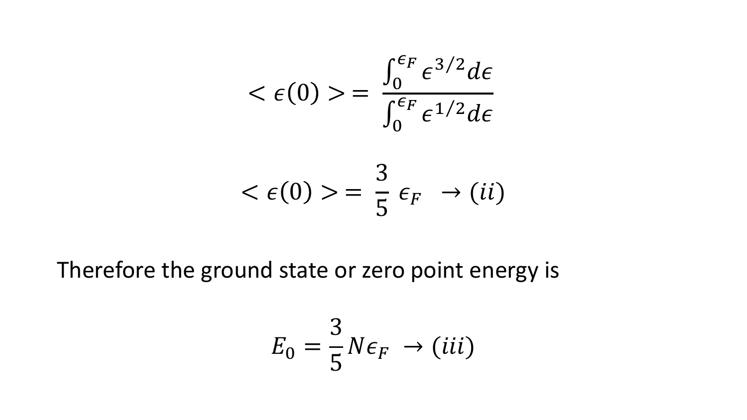$$< \epsilon(0) > = \frac{\int_0^{\epsilon_F} \epsilon^{3/2} d\epsilon}{\int_0^{\epsilon_F} \epsilon^{1/2} d\epsilon}$$

$$< \epsilon(0) > = \frac{3}{5}\, \epsilon_F \quad \rightarrow (ii)$$

Therefore the ground state or zero point energy is

$$E_0 = \frac{3}{5} N \epsilon_F \quad \rightarrow (iii)$$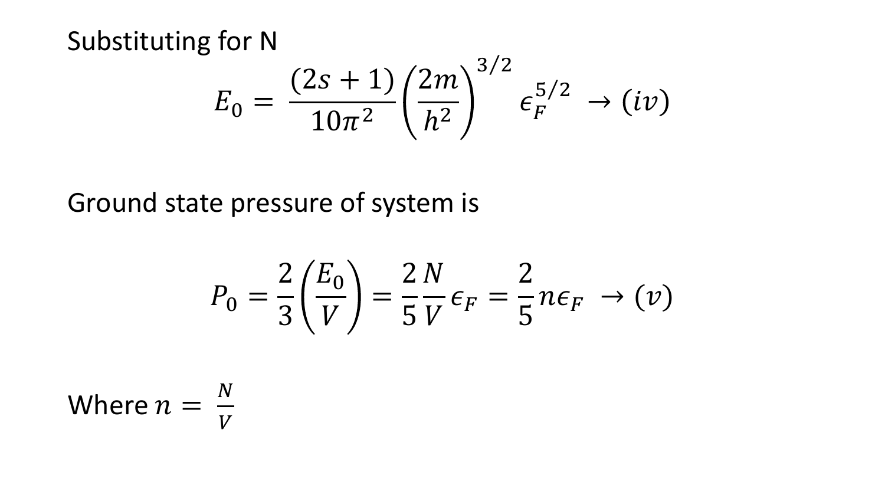Substituting for N

$$E_0 = \frac{(2s+1)}{10\pi^2}\left(\frac{2m}{h^2}\right)^{3/2} \epsilon_F^{5/2} \rightarrow (iv)$$

Ground state pressure of system is

$$P_0 = \frac{2}{3}\left(\frac{E_0}{V}\right) = \frac{2}{5}\frac{N}{V}\epsilon_F = \frac{2}{5}n\epsilon_F \rightarrow (v)$$

Where $n = \frac{N}{V}$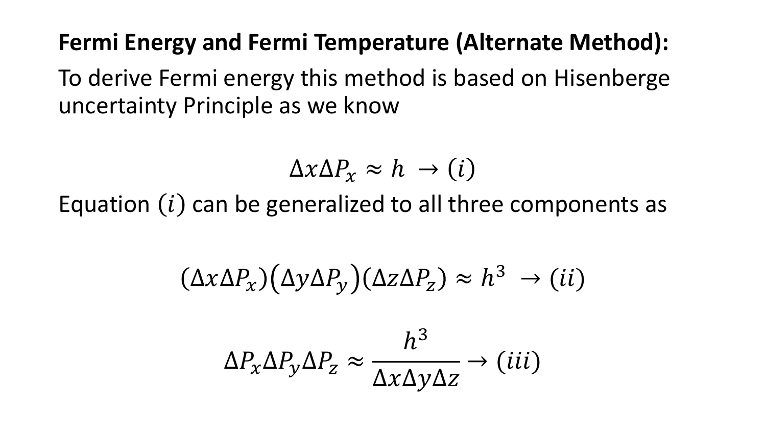**Fermi Energy and Fermi Temperature (Alternate Method):**

To derive Fermi energy this method is based on Hisenberge uncertainty Principle as we know

$$\Delta x \Delta P_x \approx h \rightarrow (i)$$

Equation $(i)$ can be generalized to all three components as

$$(\Delta x \Delta P_x)(\Delta y \Delta P_y)(\Delta z \Delta P_z) \approx h^3 \rightarrow (ii)$$

$$\Delta P_x \Delta P_y \Delta P_z \approx \frac{h^3}{\Delta x \Delta y \Delta z} \rightarrow (iii)$$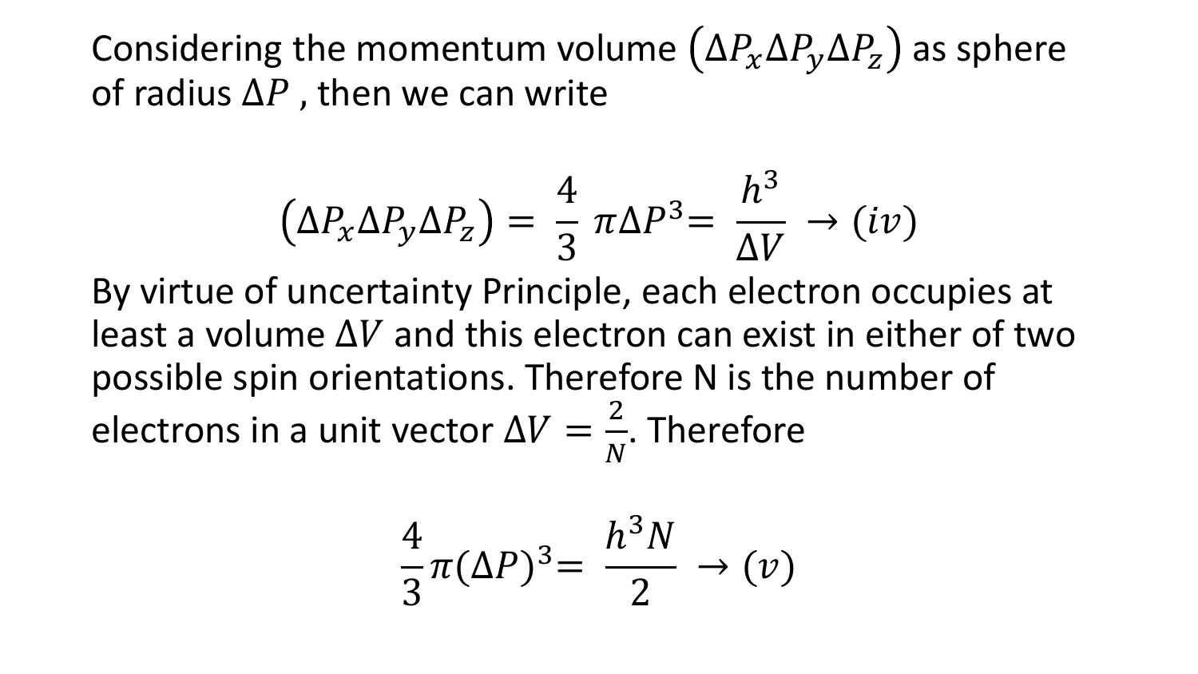Considering the momentum volume $(\Delta P_x \Delta P_y \Delta P_z)$ as sphere of radius $\Delta P$ , then we can write

$$(\Delta P_x \Delta P_y \Delta P_z) = \frac{4}{3}\pi \Delta P^3 = \frac{h^3}{\Delta V} \rightarrow (iv)$$

By virtue of uncertainty Principle, each electron occupies at least a volume $\Delta V$ and this electron can exist in either of two possible spin orientations. Therefore N is the number of electrons in a unit vector $\Delta V = \frac{2}{N}$. Therefore

$$\frac{4}{3}\pi(\Delta P)^3 = \frac{h^3 N}{2} \rightarrow (v)$$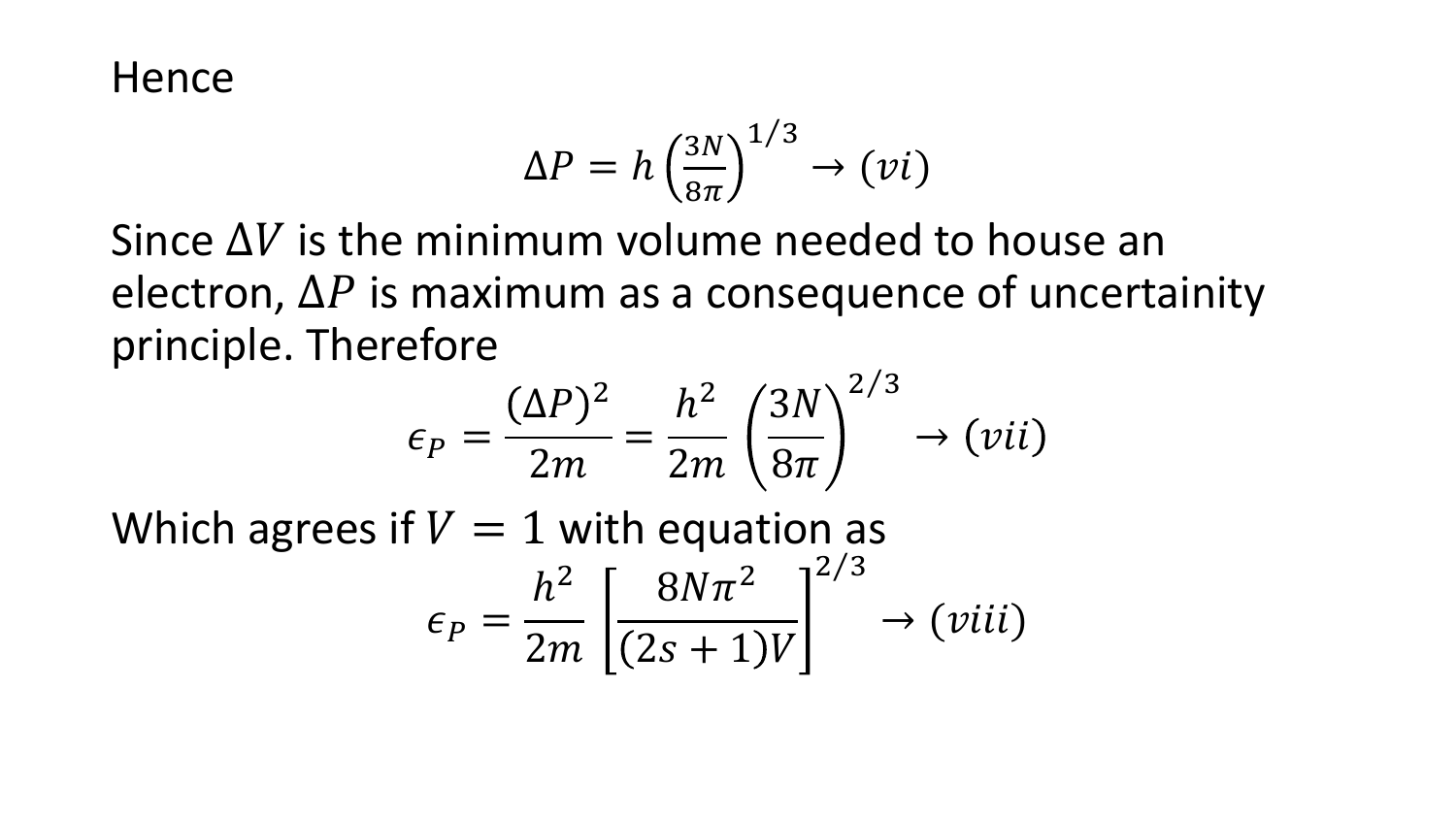Hence

$$\Delta P = h\left(\frac{3N}{8\pi}\right)^{1/3} \rightarrow (vi)$$

Since $\Delta V$ is the minimum volume needed to house an electron, $\Delta P$ is maximum as a consequence of uncertainity principle. Therefore

$$\epsilon_P = \frac{(\Delta P)^2}{2m} = \frac{h^2}{2m}\left(\frac{3N}{8\pi}\right)^{2/3} \rightarrow (vii)$$

Which agrees if $V = 1$ with equation as

$$\epsilon_P = \frac{h^2}{2m}\left[\frac{8N\pi^2}{(2s+1)V}\right]^{2/3} \rightarrow (viii)$$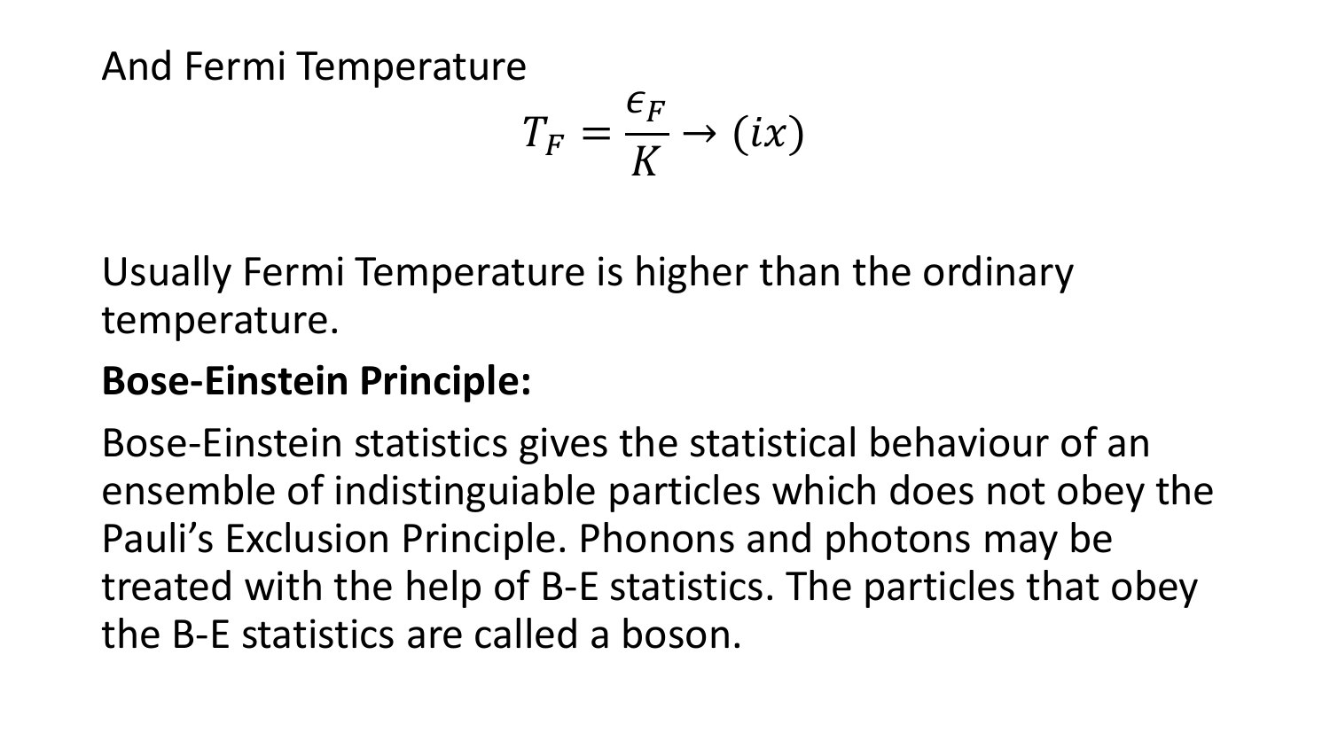And Fermi Temperature

$$T_F = \frac{\epsilon_F}{K} \rightarrow (ix)$$

Usually Fermi Temperature is higher than the ordinary temperature.

**Bose-Einstein Principle:**

Bose-Einstein statistics gives the statistical behaviour of an ensemble of indistinguiable particles which does not obey the Pauli's Exclusion Principle. Phonons and photons may be treated with the help of B-E statistics. The particles that obey the B-E statistics are called a boson.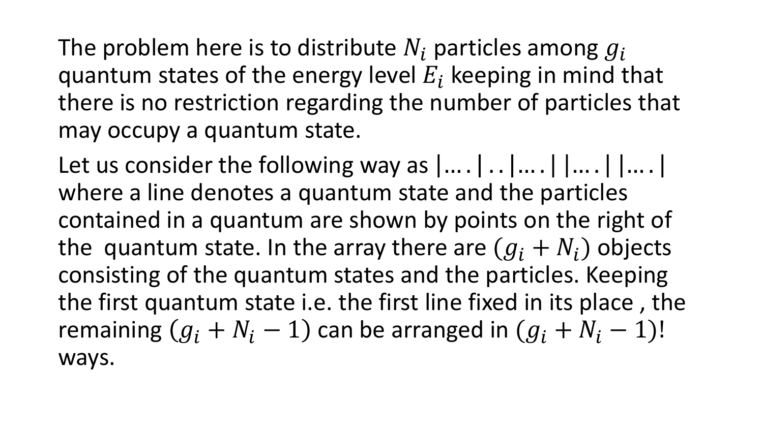The problem here is to distribute $N_i$ particles among $g_i$ quantum states of the energy level $E_i$ keeping in mind that there is no restriction regarding the number of particles that may occupy a quantum state.

Let us consider the following way as |…. | . . |…. | |…. | |…. | where a line denotes a quantum state and the particles contained in a quantum are shown by points on the right of the quantum state. In the array there are $(g_i + N_i)$ objects consisting of the quantum states and the particles. Keeping the first quantum state i.e. the first line fixed in its place , the remaining $(g_i + N_i - 1)$ can be arranged in $(g_i + N_i - 1)!$ ways.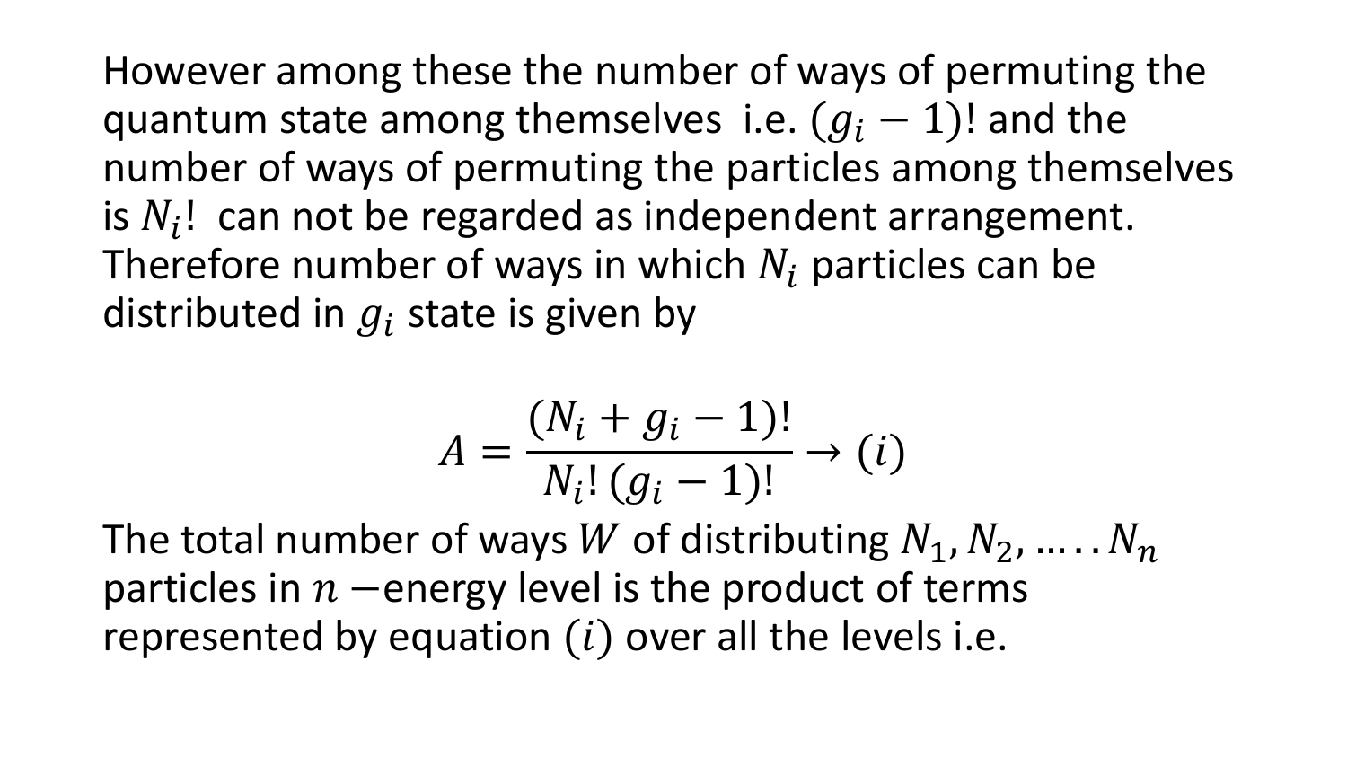However among these the number of ways of permuting the quantum state among themselves i.e. $(g_i - 1)!$ and the number of ways of permuting the particles among themselves is $N_i!$ can not be regarded as independent arrangement. Therefore number of ways in which $N_i$ particles can be distributed in $g_i$ state is given by

$$A = \frac{(N_i + g_i - 1)!}{N_i!\,(g_i - 1)!} \rightarrow (i)$$

The total number of ways $W$ of distributing $N_1, N_2, \ldots\ldots N_n$ particles in $n-$energy level is the product of terms represented by equation $(i)$ over all the levels i.e.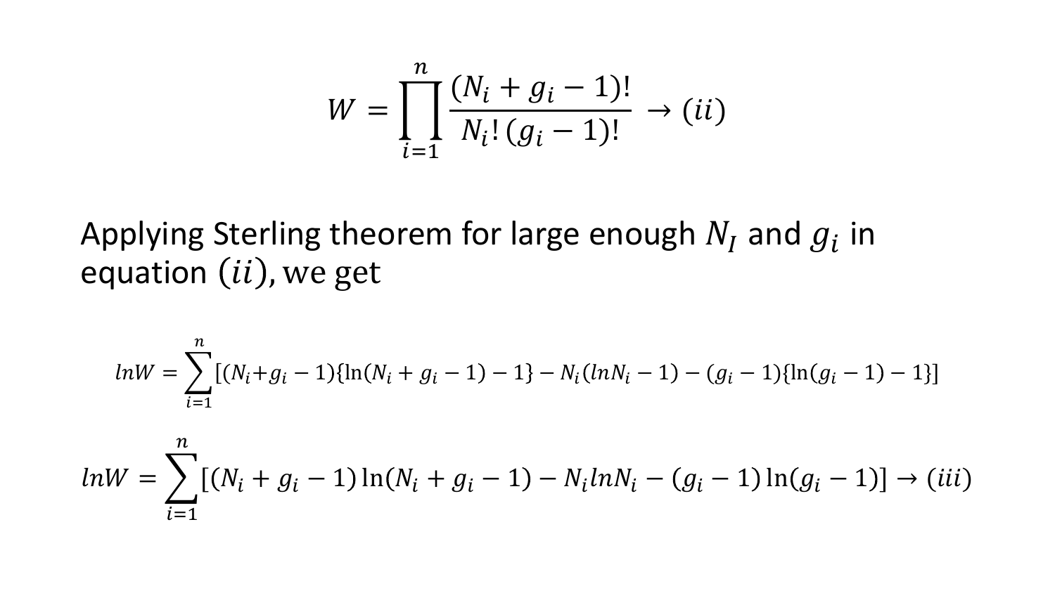$$W = \prod_{i=1}^{n} \frac{(N_i + g_i - 1)!}{N_i!\,(g_i - 1)!} \rightarrow (ii)$$

Applying Sterling theorem for large enough $N_I$ and $g_i$ in equation $(ii)$, we get

$$lnW = \sum_{i=1}^{n} [(N_i + g_i - 1)\{\ln(N_i + g_i - 1) - 1\} - N_i(lnN_i - 1) - (g_i - 1)\{\ln(g_i - 1) - 1\}]$$

$$lnW = \sum_{i=1}^{n} [(N_i + g_i - 1)\ln(N_i + g_i - 1) - N_i lnN_i - (g_i - 1)\ln(g_i - 1)] \rightarrow (iii)$$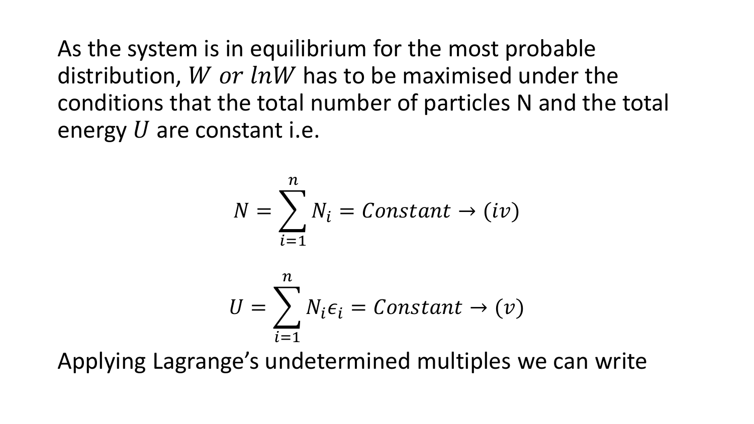As the system is in equilibrium for the most probable distribution, $W$ *or* $lnW$ has to be maximised under the conditions that the total number of particles N and the total energy $U$ are constant i.e.

$$N = \sum_{i=1}^{n} N_i = Constant \rightarrow (iv)$$

$$U = \sum_{i=1}^{n} N_i \epsilon_i = Constant \rightarrow (v)$$

Applying Lagrange's undetermined multiples we can write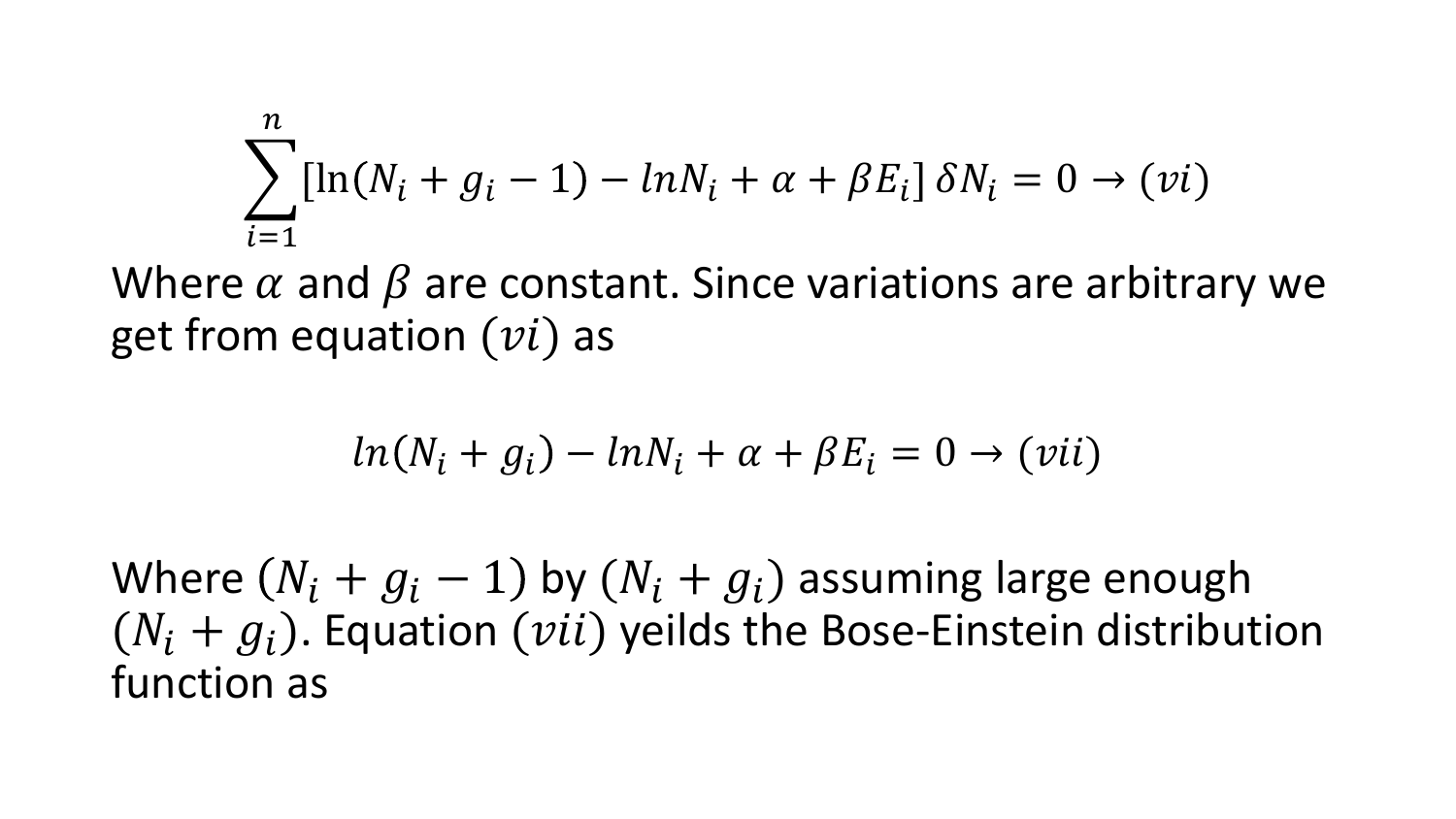$$\sum_{i=1}^{n}[\ln(N_i + g_i - 1) - lnN_i + \alpha + \beta E_i]\,\delta N_i = 0 \rightarrow (vi)$$

Where $\alpha$ and $\beta$ are constant. Since variations are arbitrary we get from equation $(vi)$ as

$$ln(N_i + g_i) - lnN_i + \alpha + \beta E_i = 0 \rightarrow (vii)$$

Where $(N_i + g_i - 1)$ by $(N_i + g_i)$ assuming large enough $(N_i + g_i)$. Equation $(vii)$ yeilds the Bose-Einstein distribution function as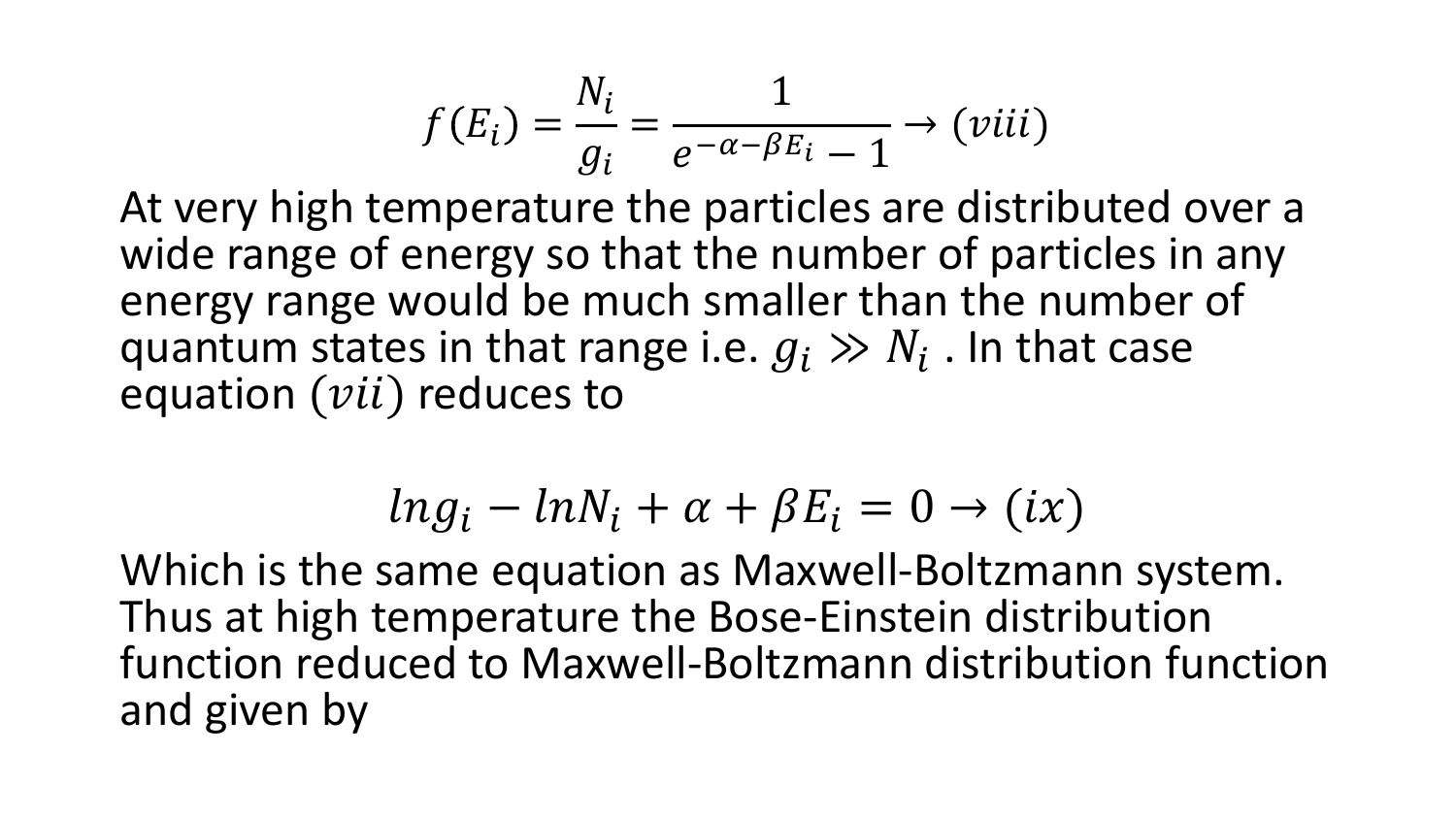$$f(E_i) = \frac{N_i}{g_i} = \frac{1}{e^{-\alpha-\beta E_i} - 1} \rightarrow (viii)$$

At very high temperature the particles are distributed over a wide range of energy so that the number of particles in any energy range would be much smaller than the number of quantum states in that range i.e. $g_i \gg N_i$ . In that case equation $(vii)$ reduces to

$$lng_i - lnN_i + \alpha + \beta E_i = 0 \rightarrow (ix)$$

Which is the same equation as Maxwell-Boltzmann system. Thus at high temperature the Bose-Einstein distribution function reduced to Maxwell-Boltzmann distribution function and given by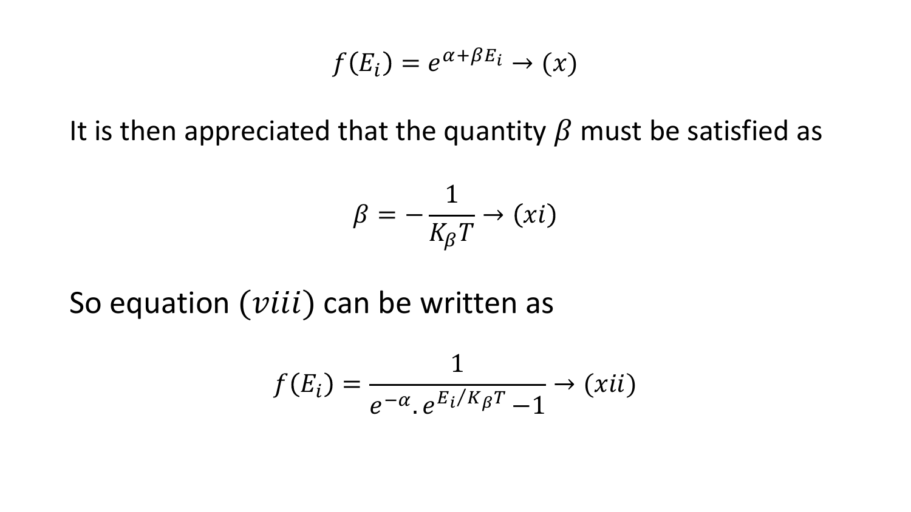$$f(E_i) = e^{\alpha + \beta E_i} \rightarrow (x)$$

It is then appreciated that the quantity $\beta$ must be satisfied as

$$\beta = -\frac{1}{K_\beta T} \rightarrow (xi)$$

So equation $(viii)$ can be written as

$$f(E_i) = \frac{1}{e^{-\alpha} . e^{E_i/K_\beta T} - 1} \rightarrow (xii)$$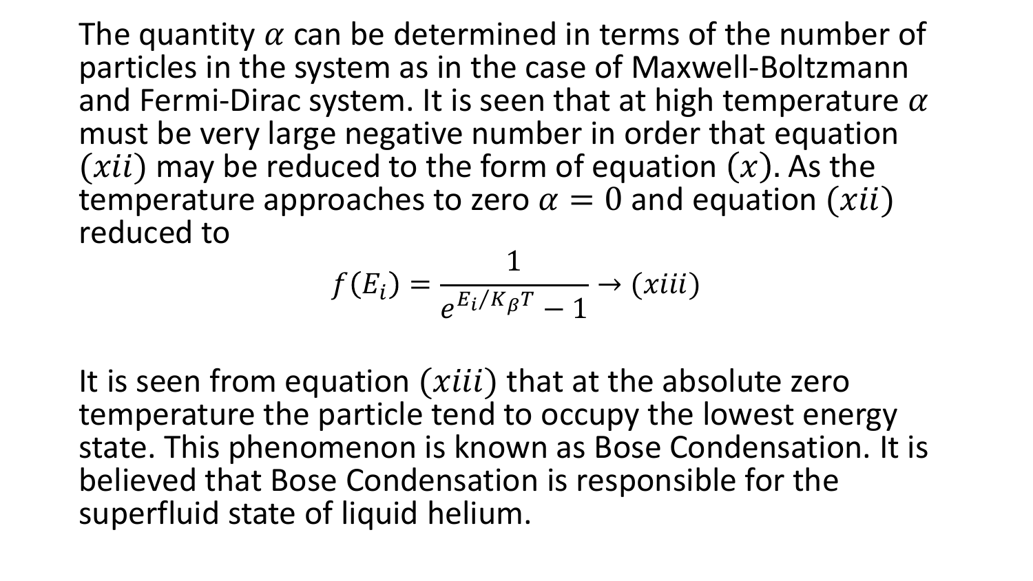The quantity $\alpha$ can be determined in terms of the number of particles in the system as in the case of Maxwell-Boltzmann and Fermi-Dirac system. It is seen that at high temperature $\alpha$ must be very large negative number in order that equation $(xii)$ may be reduced to the form of equation $(x)$. As the temperature approaches to zero $\alpha = 0$ and equation $(xii)$ reduced to

$$f(E_i) = \frac{1}{e^{E_i/K_\beta T} - 1} \rightarrow (xiii)$$

It is seen from equation $(xiii)$ that at the absolute zero temperature the particle tend to occupy the lowest energy state. This phenomenon is known as Bose Condensation. It is believed that Bose Condensation is responsible for the superfluid state of liquid helium.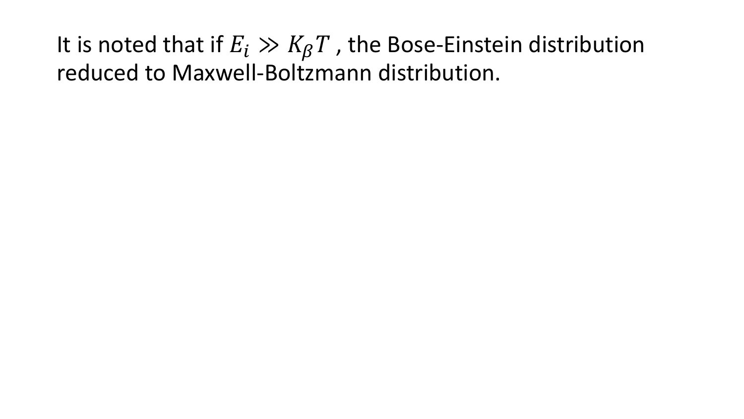It is noted that if $E_i \gg K_\beta T$ , the Bose-Einstein distribution reduced to Maxwell-Boltzmann distribution.